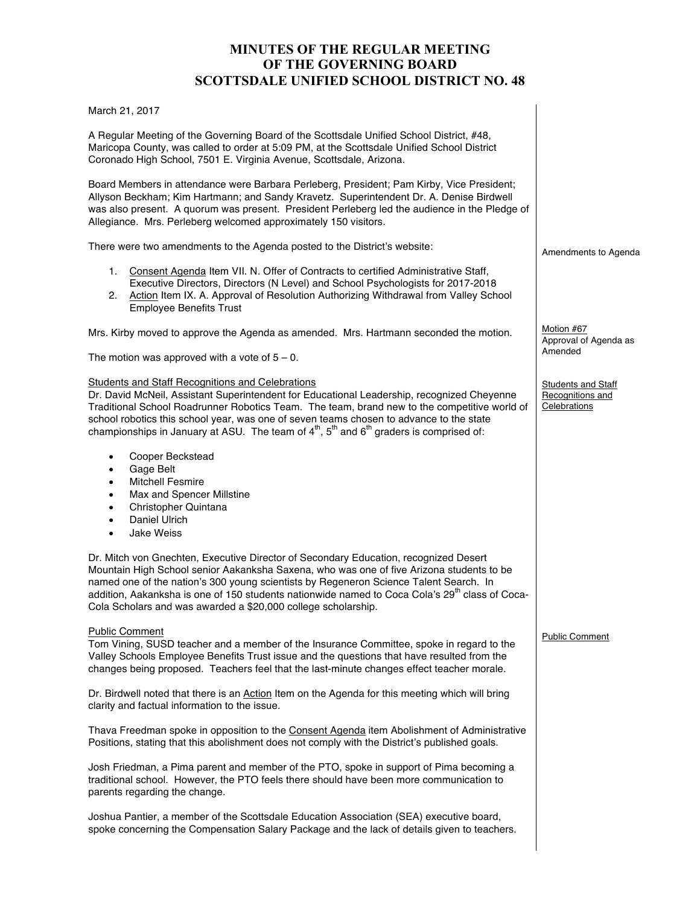# MINUTES OF THE REGULAR MEETING OF THE GOVERNING BOARD SCOTTSDALE UNIFIED SCHOOL DISTRICT NO. 48

March 21, 2017

A Regular Meeting of the Governing Board of the Scottsdale Unified School District, #48, Maricopa County, was called to order at 5:09 PM, at the Scottsdale Unified School District Coronado High School, 7501 E. Virginia Avenue, Scottsdale, Arizona.

Board Members in attendance were Barbara Perleberg, President; Pam Kirby, Vice President; Allyson Beckham; Kim Hartmann; and Sandy Kravetz. Superintendent Dr. A. Denise Birdwell was also present. A quorum was present. President Perleberg led the audience in the Pledge of Allegiance. Mrs. Perleberg welcomed approximately 150 visitors.

Amendments to Agenda

There were two amendments to the Agenda posted to the District's website:

1. Consent Agenda Item VII. N. Offer of Contracts to certified Administrative Staff, Executive Directors, Directors (N Level) and School Psychologists for 2017-2018
2. Action Item IX. A. Approval of Resolution Authorizing Withdrawal from Valley School Employee Benefits Trust

Motion #67
Approval of Agenda as Amended

Mrs. Kirby moved to approve the Agenda as amended. Mrs. Hartmann seconded the motion.

The motion was approved with a vote of 5 – 0.

Students and Staff Recognitions and Celebrations

Dr. David McNeil, Assistant Superintendent for Educational Leadership, recognized Cheyenne Traditional School Roadrunner Robotics Team. The team, brand new to the competitive world of school robotics this school year, was one of seven teams chosen to advance to the state championships in January at ASU. The team of 4th, 5th and 6th graders is comprised of:

- Cooper Beckstead
- Gage Belt
- Mitchell Fesmire
- Max and Spencer Millstine
- Christopher Quintana
- Daniel Ulrich
- Jake Weiss

Dr. Mitch von Gnechten, Executive Director of Secondary Education, recognized Desert Mountain High School senior Aakanksha Saxena, who was one of five Arizona students to be named one of the nation's 300 young scientists by Regeneron Science Talent Search. In addition, Aakanksha is one of 150 students nationwide named to Coca Cola's 29th class of Coca-Cola Scholars and was awarded a $20,000 college scholarship.

Public Comment

Tom Vining, SUSD teacher and a member of the Insurance Committee, spoke in regard to the Valley Schools Employee Benefits Trust issue and the questions that have resulted from the changes being proposed. Teachers feel that the last-minute changes effect teacher morale.

Dr. Birdwell noted that there is an Action Item on the Agenda for this meeting which will bring clarity and factual information to the issue.

Thava Freedman spoke in opposition to the Consent Agenda item Abolishment of Administrative Positions, stating that this abolishment does not comply with the District's published goals.

Josh Friedman, a Pima parent and member of the PTO, spoke in support of Pima becoming a traditional school. However, the PTO feels there should have been more communication to parents regarding the change.

Joshua Pantier, a member of the Scottsdale Education Association (SEA) executive board, spoke concerning the Compensation Salary Package and the lack of details given to teachers.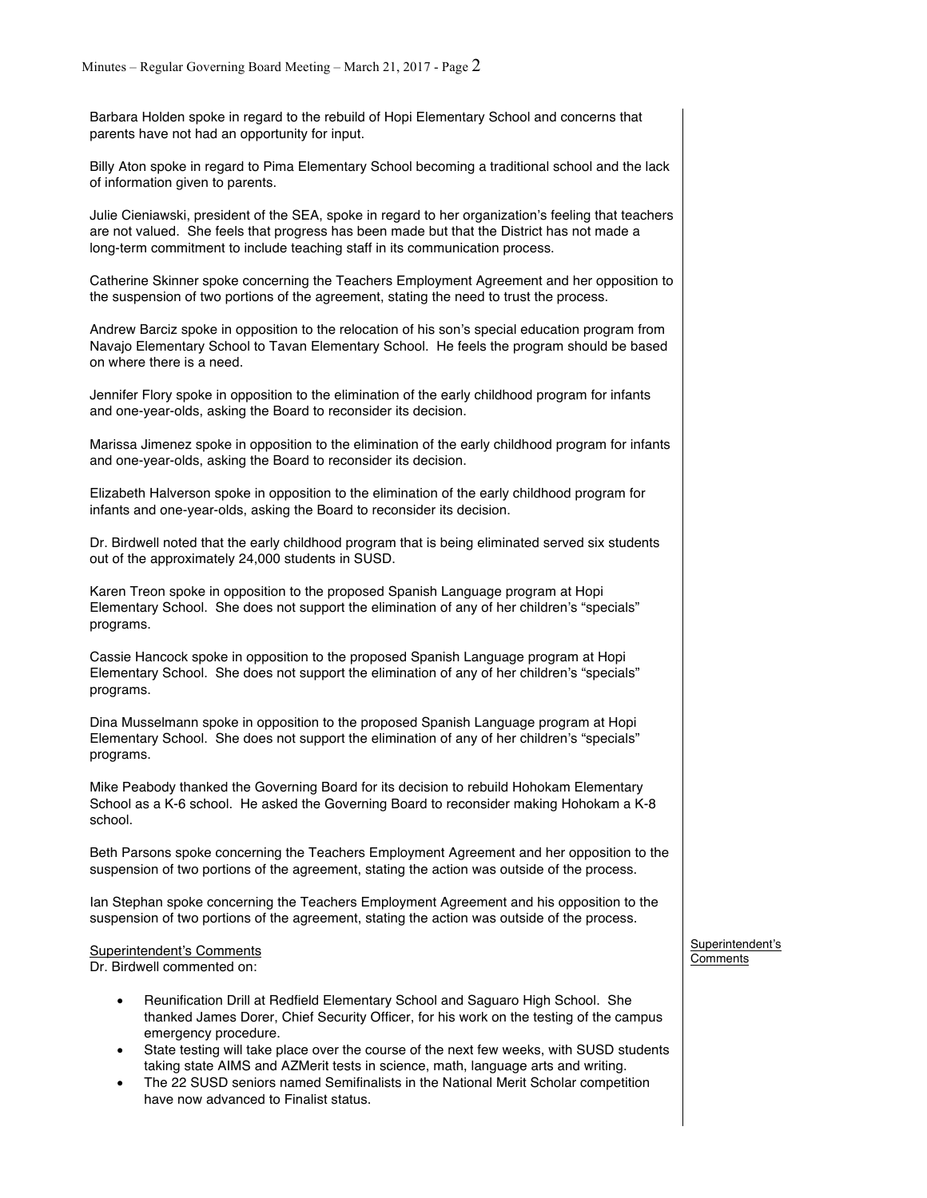Barbara Holden spoke in regard to the rebuild of Hopi Elementary School and concerns that parents have not had an opportunity for input.

Billy Aton spoke in regard to Pima Elementary School becoming a traditional school and the lack of information given to parents.

Julie Cieniawski, president of the SEA, spoke in regard to her organization's feeling that teachers are not valued. She feels that progress has been made but that the District has not made a long-term commitment to include teaching staff in its communication process.

Catherine Skinner spoke concerning the Teachers Employment Agreement and her opposition to the suspension of two portions of the agreement, stating the need to trust the process.

Andrew Barciz spoke in opposition to the relocation of his son's special education program from Navajo Elementary School to Tavan Elementary School. He feels the program should be based on where there is a need.

Jennifer Flory spoke in opposition to the elimination of the early childhood program for infants and one-year-olds, asking the Board to reconsider its decision.

Marissa Jimenez spoke in opposition to the elimination of the early childhood program for infants and one-year-olds, asking the Board to reconsider its decision.

Elizabeth Halverson spoke in opposition to the elimination of the early childhood program for infants and one-year-olds, asking the Board to reconsider its decision.

Dr. Birdwell noted that the early childhood program that is being eliminated served six students out of the approximately 24,000 students in SUSD.

Karen Treon spoke in opposition to the proposed Spanish Language program at Hopi Elementary School. She does not support the elimination of any of her children's "specials" programs.

Cassie Hancock spoke in opposition to the proposed Spanish Language program at Hopi Elementary School. She does not support the elimination of any of her children's "specials" programs.

Dina Musselmann spoke in opposition to the proposed Spanish Language program at Hopi Elementary School. She does not support the elimination of any of her children's "specials" programs.

Mike Peabody thanked the Governing Board for its decision to rebuild Hohokam Elementary School as a K-6 school. He asked the Governing Board to reconsider making Hohokam a K-8 school.

Beth Parsons spoke concerning the Teachers Employment Agreement and her opposition to the suspension of two portions of the agreement, stating the action was outside of the process.

Ian Stephan spoke concerning the Teachers Employment Agreement and his opposition to the suspension of two portions of the agreement, stating the action was outside of the process.

Superintendent's Comments

Superintendent's Comments
Dr. Birdwell commented on:

- Reunification Drill at Redfield Elementary School and Saguaro High School. She thanked James Dorer, Chief Security Officer, for his work on the testing of the campus emergency procedure.
- State testing will take place over the course of the next few weeks, with SUSD students taking state AIMS and AZMerit tests in science, math, language arts and writing.
- The 22 SUSD seniors named Semifinalists in the National Merit Scholar competition have now advanced to Finalist status.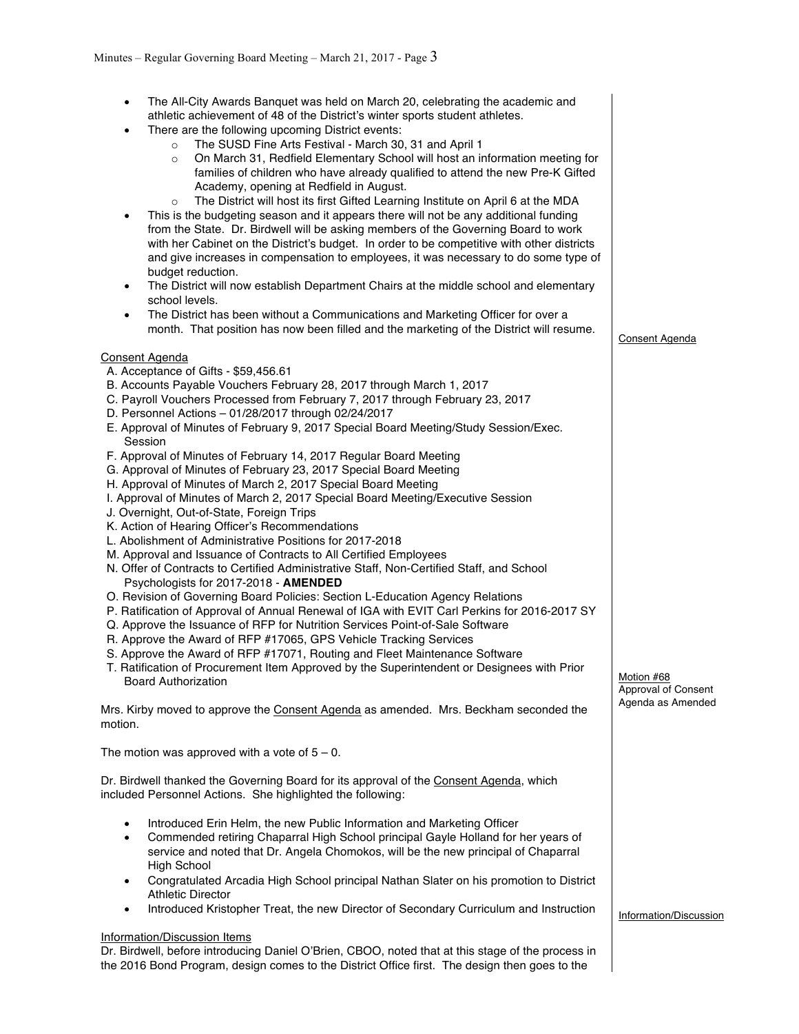- The All-City Awards Banquet was held on March 20, celebrating the academic and athletic achievement of 48 of the District's winter sports student athletes.
- There are the following upcoming District events:
  - The SUSD Fine Arts Festival - March 30, 31 and April 1
  - On March 31, Redfield Elementary School will host an information meeting for families of children who have already qualified to attend the new Pre-K Gifted Academy, opening at Redfield in August.
  - The District will host its first Gifted Learning Institute on April 6 at the MDA
- This is the budgeting season and it appears there will not be any additional funding from the State. Dr. Birdwell will be asking members of the Governing Board to work with her Cabinet on the District's budget. In order to be competitive with other districts and give increases in compensation to employees, it was necessary to do some type of budget reduction.
- The District will now establish Department Chairs at the middle school and elementary school levels.
- The District has been without a Communications and Marketing Officer for over a month. That position has now been filled and the marketing of the District will resume.

Consent Agenda

Consent Agenda

A. Acceptance of Gifts - $59,456.61
B. Accounts Payable Vouchers February 28, 2017 through March 1, 2017
C. Payroll Vouchers Processed from February 7, 2017 through February 23, 2017
D. Personnel Actions – 01/28/2017 through 02/24/2017
E. Approval of Minutes of February 9, 2017 Special Board Meeting/Study Session/Exec. Session
F. Approval of Minutes of February 14, 2017 Regular Board Meeting
G. Approval of Minutes of February 23, 2017 Special Board Meeting
H. Approval of Minutes of March 2, 2017 Special Board Meeting
I. Approval of Minutes of March 2, 2017 Special Board Meeting/Executive Session
J. Overnight, Out-of-State, Foreign Trips
K. Action of Hearing Officer's Recommendations
L. Abolishment of Administrative Positions for 2017-2018
M. Approval and Issuance of Contracts to All Certified Employees
N. Offer of Contracts to Certified Administrative Staff, Non-Certified Staff, and School Psychologists for 2017-2018 - **AMENDED**
O. Revision of Governing Board Policies: Section L-Education Agency Relations
P. Ratification of Approval of Annual Renewal of IGA with EVIT Carl Perkins for 2016-2017 SY
Q. Approve the Issuance of RFP for Nutrition Services Point-of-Sale Software
R. Approve the Award of RFP #17065, GPS Vehicle Tracking Services
S. Approve the Award of RFP #17071, Routing and Fleet Maintenance Software
T. Ratification of Procurement Item Approved by the Superintendent or Designees with Prior Board Authorization

Motion #68
Approval of Consent Agenda as Amended

Mrs. Kirby moved to approve the Consent Agenda as amended. Mrs. Beckham seconded the motion.

The motion was approved with a vote of 5 – 0.

Dr. Birdwell thanked the Governing Board for its approval of the Consent Agenda, which included Personnel Actions. She highlighted the following:

- Introduced Erin Helm, the new Public Information and Marketing Officer
- Commended retiring Chaparral High School principal Gayle Holland for her years of service and noted that Dr. Angela Chomokos, will be the new principal of Chaparral High School
- Congratulated Arcadia High School principal Nathan Slater on his promotion to District Athletic Director
- Introduced Kristopher Treat, the new Director of Secondary Curriculum and Instruction

Information/Discussion

Information/Discussion Items

Dr. Birdwell, before introducing Daniel O'Brien, CBOO, noted that at this stage of the process in the 2016 Bond Program, design comes to the District Office first. The design then goes to the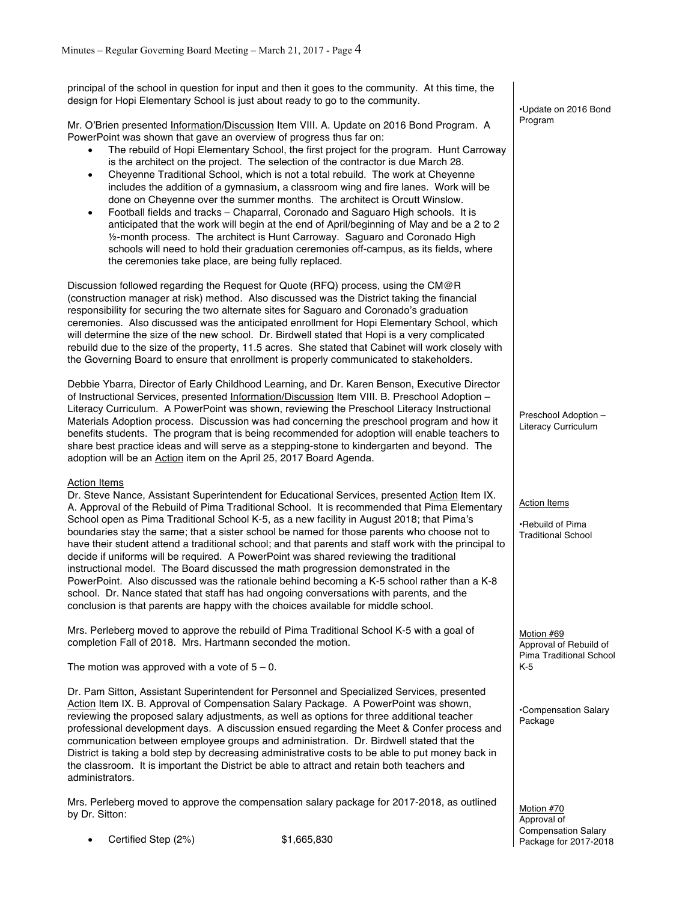principal of the school in question for input and then it goes to the community. At this time, the design for Hopi Elementary School is just about ready to go to the community.

•Update on 2016 Bond Program

Mr. O'Brien presented Information/Discussion Item VIII. A. Update on 2016 Bond Program. A PowerPoint was shown that gave an overview of progress thus far on:

- The rebuild of Hopi Elementary School, the first project for the program. Hunt Carroway is the architect on the project. The selection of the contractor is due March 28.
- Cheyenne Traditional School, which is not a total rebuild. The work at Cheyenne includes the addition of a gymnasium, a classroom wing and fire lanes. Work will be done on Cheyenne over the summer months. The architect is Orcutt Winslow.
- Football fields and tracks – Chaparral, Coronado and Saguaro High schools. It is anticipated that the work will begin at the end of April/beginning of May and be a 2 to 2 ½-month process. The architect is Hunt Carroway. Saguaro and Coronado High schools will need to hold their graduation ceremonies off-campus, as its fields, where the ceremonies take place, are being fully replaced.

Discussion followed regarding the Request for Quote (RFQ) process, using the CM@R (construction manager at risk) method. Also discussed was the District taking the financial responsibility for securing the two alternate sites for Saguaro and Coronado's graduation ceremonies. Also discussed was the anticipated enrollment for Hopi Elementary School, which will determine the size of the new school. Dr. Birdwell stated that Hopi is a very complicated rebuild due to the size of the property, 11.5 acres. She stated that Cabinet will work closely with the Governing Board to ensure that enrollment is properly communicated to stakeholders.

Preschool Adoption – Literacy Curriculum

Debbie Ybarra, Director of Early Childhood Learning, and Dr. Karen Benson, Executive Director of Instructional Services, presented Information/Discussion Item VIII. B. Preschool Adoption – Literacy Curriculum. A PowerPoint was shown, reviewing the Preschool Literacy Instructional Materials Adoption process. Discussion was had concerning the preschool program and how it benefits students. The program that is being recommended for adoption will enable teachers to share best practice ideas and will serve as a stepping-stone to kindergarten and beyond. The adoption will be an Action item on the April 25, 2017 Board Agenda.

Action Items

•Rebuild of Pima Traditional School

Dr. Steve Nance, Assistant Superintendent for Educational Services, presented Action Item IX. A. Approval of the Rebuild of Pima Traditional School. It is recommended that Pima Elementary School open as Pima Traditional School K-5, as a new facility in August 2018; that Pima's boundaries stay the same; that a sister school be named for those parents who choose not to have their student attend a traditional school; and that parents and staff work with the principal to decide if uniforms will be required. A PowerPoint was shared reviewing the traditional instructional model. The Board discussed the math progression demonstrated in the PowerPoint. Also discussed was the rationale behind becoming a K-5 school rather than a K-8 school. Dr. Nance stated that staff has had ongoing conversations with parents, and the conclusion is that parents are happy with the choices available for middle school.

Motion #69 Approval of Rebuild of Pima Traditional School K-5

Mrs. Perleberg moved to approve the rebuild of Pima Traditional School K-5 with a goal of completion Fall of 2018. Mrs. Hartmann seconded the motion.

The motion was approved with a vote of 5 – 0.

•Compensation Salary Package

Dr. Pam Sitton, Assistant Superintendent for Personnel and Specialized Services, presented Action Item IX. B. Approval of Compensation Salary Package. A PowerPoint was shown, reviewing the proposed salary adjustments, as well as options for three additional teacher professional development days. A discussion ensued regarding the Meet & Confer process and communication between employee groups and administration. Dr. Birdwell stated that the District is taking a bold step by decreasing administrative costs to be able to put money back in the classroom. It is important the District be able to attract and retain both teachers and administrators.

Motion #70 Approval of Compensation Salary Package for 2017-2018

Mrs. Perleberg moved to approve the compensation salary package for 2017-2018, as outlined by Dr. Sitton:

- Certified Step (2%) $1,665,830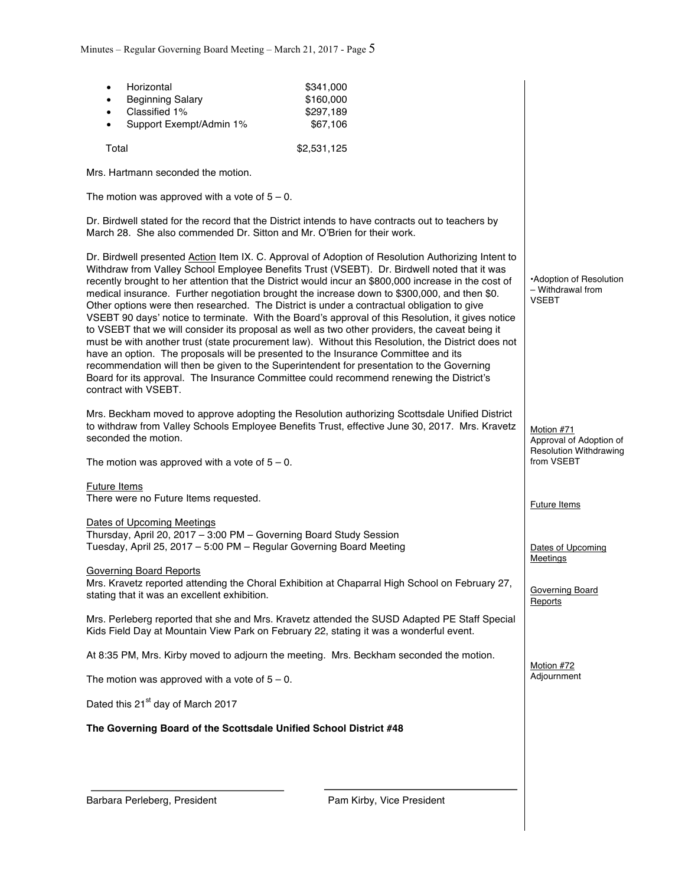- Horizontal $341,000
- Beginning Salary $160,000
- Classified 1% $297,189
- Support Exempt/Admin 1% $67,106

Total $2,531,125

Mrs. Hartmann seconded the motion.

The motion was approved with a vote of 5 – 0.

Dr. Birdwell stated for the record that the District intends to have contracts out to teachers by March 28. She also commended Dr. Sitton and Mr. O'Brien for their work.

•Adoption of Resolution – Withdrawal from VSEBT

Dr. Birdwell presented Action Item IX. C. Approval of Adoption of Resolution Authorizing Intent to Withdraw from Valley School Employee Benefits Trust (VSEBT). Dr. Birdwell noted that it was recently brought to her attention that the District would incur an $800,000 increase in the cost of medical insurance. Further negotiation brought the increase down to $300,000, and then $0. Other options were then researched. The District is under a contractual obligation to give VSEBT 90 days' notice to terminate. With the Board's approval of this Resolution, it gives notice to VSEBT that we will consider its proposal as well as two other providers, the caveat being it must be with another trust (state procurement law). Without this Resolution, the District does not have an option. The proposals will be presented to the Insurance Committee and its recommendation will then be given to the Superintendent for presentation to the Governing Board for its approval. The Insurance Committee could recommend renewing the District's contract with VSEBT.

Motion #71
Approval of Adoption of Resolution Withdrawing from VSEBT

Mrs. Beckham moved to approve adopting the Resolution authorizing Scottsdale Unified District to withdraw from Valley Schools Employee Benefits Trust, effective June 30, 2017. Mrs. Kravetz seconded the motion.

The motion was approved with a vote of 5 – 0.

Future Items

Future Items
There were no Future Items requested.

Dates of Upcoming Meetings

Dates of Upcoming Meetings
Thursday, April 20, 2017 – 3:00 PM – Governing Board Study Session
Tuesday, April 25, 2017 – 5:00 PM – Regular Governing Board Meeting

Governing Board Reports

Governing Board Reports
Mrs. Kravetz reported attending the Choral Exhibition at Chaparral High School on February 27, stating that it was an excellent exhibition.

Mrs. Perleberg reported that she and Mrs. Kravetz attended the SUSD Adapted PE Staff Special Kids Field Day at Mountain View Park on February 22, stating it was a wonderful event.

Motion #72
Adjournment

At 8:35 PM, Mrs. Kirby moved to adjourn the meeting. Mrs. Beckham seconded the motion.

The motion was approved with a vote of 5 – 0.

Dated this 21st day of March 2017

**The Governing Board of the Scottsdale Unified School District #48**

Barbara Perleberg, President

Pam Kirby, Vice President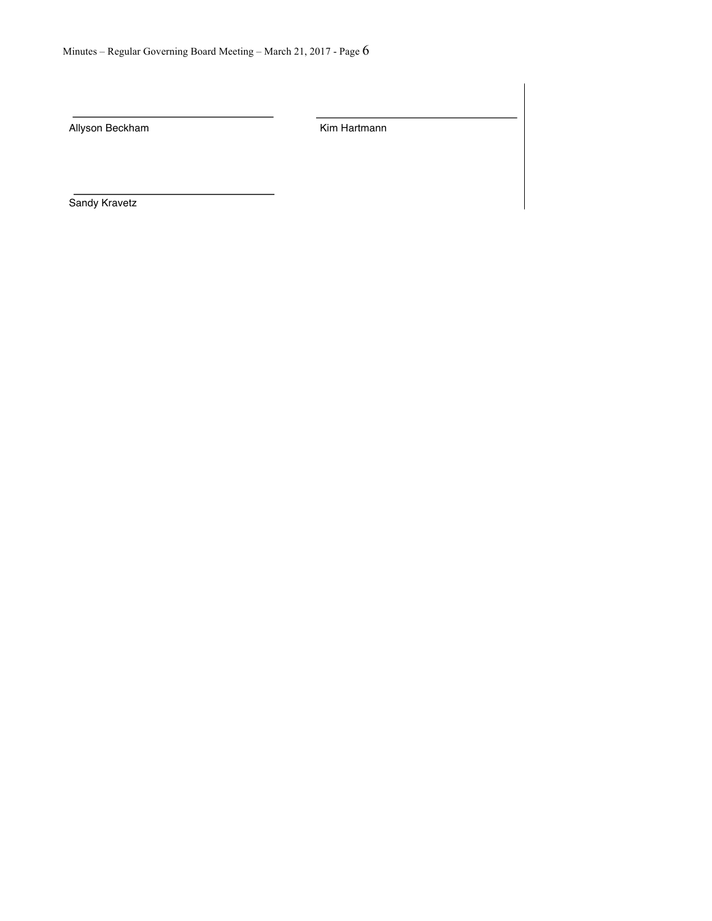\_\_\_\_\_\_\_\_\_\_\_\_\_\_\_\_\_\_\_\_\_\_\_\_\_\_\_\_\_\_\_\_
Allyson Beckham

\_\_\_\_\_\_\_\_\_\_\_\_\_\_\_\_\_\_\_\_\_\_\_\_\_\_\_\_\_\_\_\_
Kim Hartmann

\_\_\_\_\_\_\_\_\_\_\_\_\_\_\_\_\_\_\_\_\_\_\_\_\_\_\_\_\_\_\_\_
Sandy Kravetz